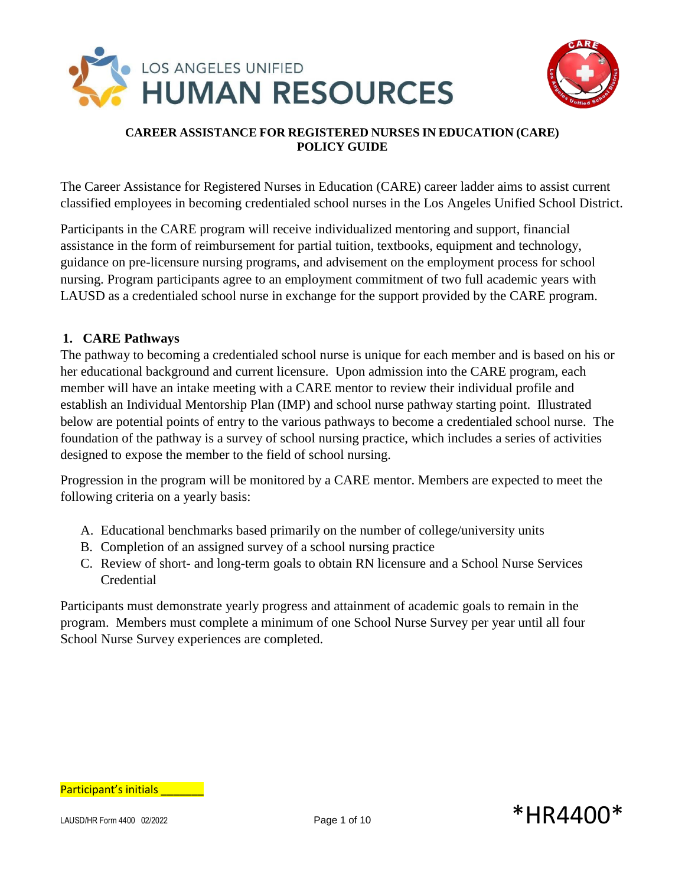LOS ANGELES UNIFIED
HUMAN RESOURCES

**CAREER ASSISTANCE FOR REGISTERED NURSES IN EDUCATION (CARE)**
**POLICY GUIDE**

The Career Assistance for Registered Nurses in Education (CARE) career ladder aims to assist current classified employees in becoming credentialed school nurses in the Los Angeles Unified School District.

Participants in the CARE program will receive individualized mentoring and support, financial assistance in the form of reimbursement for partial tuition, textbooks, equipment and technology, guidance on pre-licensure nursing programs, and advisement on the employment process for school nursing. Program participants agree to an employment commitment of two full academic years with LAUSD as a credentialed school nurse in exchange for the support provided by the CARE program.

## 1. CARE Pathways

The pathway to becoming a credentialed school nurse is unique for each member and is based on his or her educational background and current licensure. Upon admission into the CARE program, each member will have an intake meeting with a CARE mentor to review their individual profile and establish an Individual Mentorship Plan (IMP) and school nurse pathway starting point. Illustrated below are potential points of entry to the various pathways to become a credentialed school nurse. The foundation of the pathway is a survey of school nursing practice, which includes a series of activities designed to expose the member to the field of school nursing.

Progression in the program will be monitored by a CARE mentor. Members are expected to meet the following criteria on a yearly basis:

A. Educational benchmarks based primarily on the number of college/university units
B. Completion of an assigned survey of a school nursing practice
C. Review of short- and long-term goals to obtain RN licensure and a School Nurse Services Credential

Participants must demonstrate yearly progress and attainment of academic goals to remain in the program. Members must complete a minimum of one School Nurse Survey per year until all four School Nurse Survey experiences are completed.

Participant's initials _______

LAUSD/HR Form 4400 02/2022

*HR4400*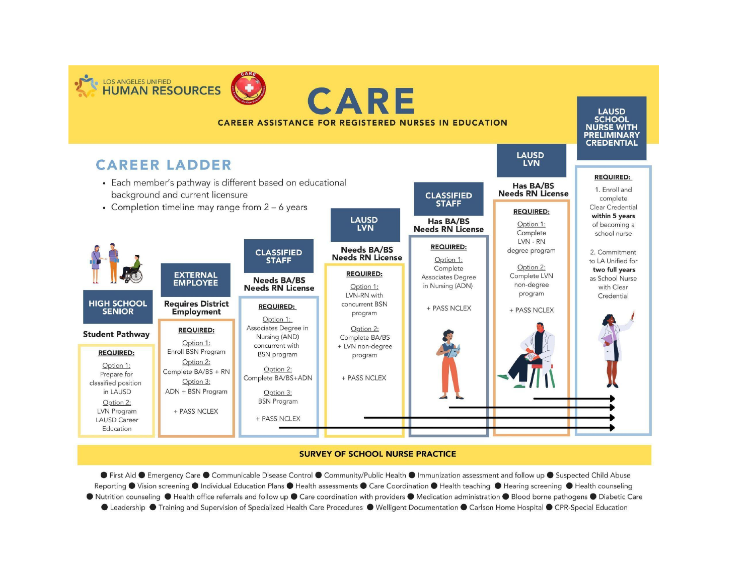LOS ANGELES UNIFIED
HUMAN RESOURCES

# CARE

## CAREER ASSISTANCE FOR REGISTERED NURSES IN EDUCATION

## CAREER LADDER

- Each member's pathway is different based on educational background and current licensure
- Completion timeline may range from 2 – 6 years

### HIGH SCHOOL SENIOR

**Student Pathway**

**REQUIRED:**

Option 1:
Prepare for classified position in LAUSD

Option 2:
LVN Program LAUSD Career Education

### EXTERNAL EMPLOYEE

**Requires District Employment**

**REQUIRED:**

Option 1:
Enroll BSN Program

Option 2:
Complete BA/BS + RN

Option 3:
ADN + BSN Program

+ PASS NCLEX

### CLASSIFIED STAFF

**Needs BA/BS Needs RN License**

**REQUIRED:**

Option 1:
Associates Degree in Nursing (AND) concurrent with BSN program

Option 2:
Complete BA/BS+ADN

Option 3:
BSN Program

+ PASS NCLEX

### LAUSD LVN

**Needs BA/BS Needs RN License**

**REQUIRED:**

Option 1:
LVN-RN with concurrent BSN program

Option 2:
Complete BA/BS + LVN non-degree program

+ PASS NCLEX

### CLASSIFIED STAFF

**Has BA/BS Needs RN License**

**REQUIRED:**

Option 1:
Complete Associates Degree in Nursing (ADN)

+ PASS NCLEX

### LAUSD LVN

**Has BA/BS Needs RN License**

**REQUIRED:**

Option 1:
Complete LVN - RN degree program

Option 2:
Complete LVN non-degree program

+ PASS NCLEX

### LAUSD SCHOOL NURSE WITH PRELIMINARY CREDENTIAL

**REQUIRED:**

1. Enroll and complete Clear Credential **within 5 years** of becoming a school nurse
2. Commitment to LA Unified for **two full years** as School Nurse with Clear Credential

### SURVEY OF SCHOOL NURSE PRACTICE

● First Aid ● Emergency Care ● Communicable Disease Control ● Community/Public Health ● Immunization assessment and follow up ● Suspected Child Abuse Reporting ● Vision screening ● Individual Education Plans ● Health assessments ● Care Coordination ● Health teaching ● Hearing screening ● Health counseling ● Nutrition counseling ● Health office referrals and follow up ● Care coordination with providers ● Medication administration ● Blood borne pathogens ● Diabetic Care ● Leadership ● Training and Supervision of Specialized Health Care Procedures ● Welligent Documentation ● Carlson Home Hospital ● CPR-Special Education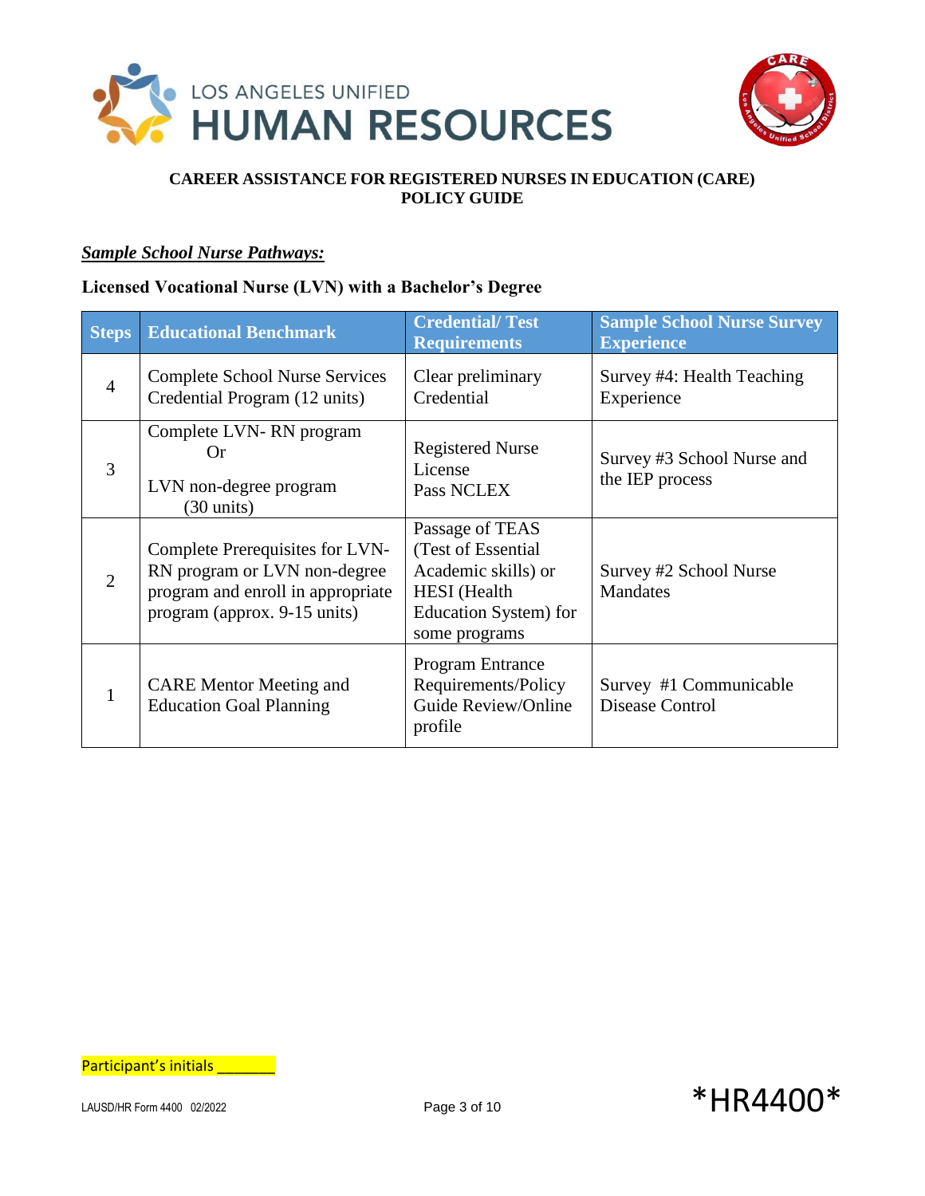**CAREER ASSISTANCE FOR REGISTERED NURSES IN EDUCATION (CARE)**
**POLICY GUIDE**

***Sample School Nurse Pathways:***

**Licensed Vocational Nurse (LVN) with a Bachelor's Degree**

| Steps | Educational Benchmark | Credential/ Test Requirements | Sample School Nurse Survey Experience |
|---|---|---|---|
| 4 | Complete School Nurse Services Credential Program (12 units) | Clear preliminary Credential | Survey #4: Health Teaching Experience |
| 3 | Complete LVN- RN program Or LVN non-degree program (30 units) | Registered Nurse License Pass NCLEX | Survey #3 School Nurse and the IEP process |
| 2 | Complete Prerequisites for LVN-RN program or LVN non-degree program and enroll in appropriate program (approx. 9-15 units) | Passage of TEAS (Test of Essential Academic skills) or HESI (Health Education System) for some programs | Survey #2 School Nurse Mandates |
| 1 | CARE Mentor Meeting and Education Goal Planning | Program Entrance Requirements/Policy Guide Review/Online profile | Survey #1 Communicable Disease Control |

Participant's initials _______

LAUSD/HR Form 4400 02/2022

*HR4400*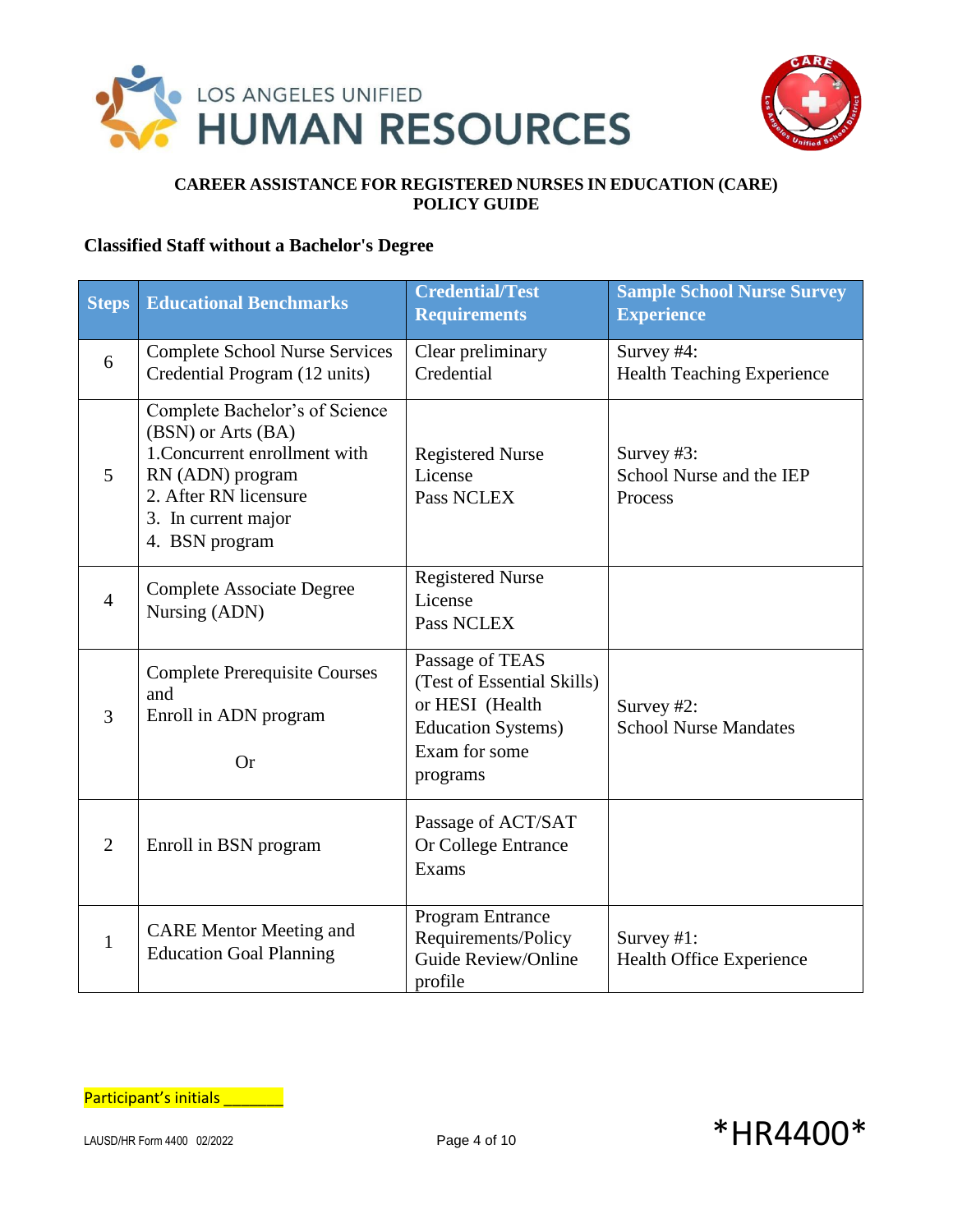**CAREER ASSISTANCE FOR REGISTERED NURSES IN EDUCATION (CARE)**
**POLICY GUIDE**

## Classified Staff without a Bachelor's Degree

| Steps | Educational Benchmarks | Credential/Test Requirements | Sample School Nurse Survey Experience |
|---|---|---|---|
| 6 | Complete School Nurse Services Credential Program (12 units) | Clear preliminary Credential | Survey #4: Health Teaching Experience |
| 5 | Complete Bachelor's of Science (BSN) or Arts (BA)<br>1.Concurrent enrollment with RN (ADN) program<br>2. After RN licensure<br>3. In current major<br>4. BSN program | Registered Nurse License<br>Pass NCLEX | Survey #3: School Nurse and the IEP Process |
| 4 | Complete Associate Degree Nursing (ADN) | Registered Nurse License<br>Pass NCLEX | |
| 3 | Complete Prerequisite Courses and<br>Enroll in ADN program<br><br>Or | Passage of TEAS (Test of Essential Skills) or HESI (Health Education Systems) Exam for some programs | Survey #2: School Nurse Mandates |
| 2 | Enroll in BSN program | Passage of ACT/SAT Or College Entrance Exams | |
| 1 | CARE Mentor Meeting and Education Goal Planning | Program Entrance Requirements/Policy Guide Review/Online profile | Survey #1: Health Office Experience |

Participant's initials _______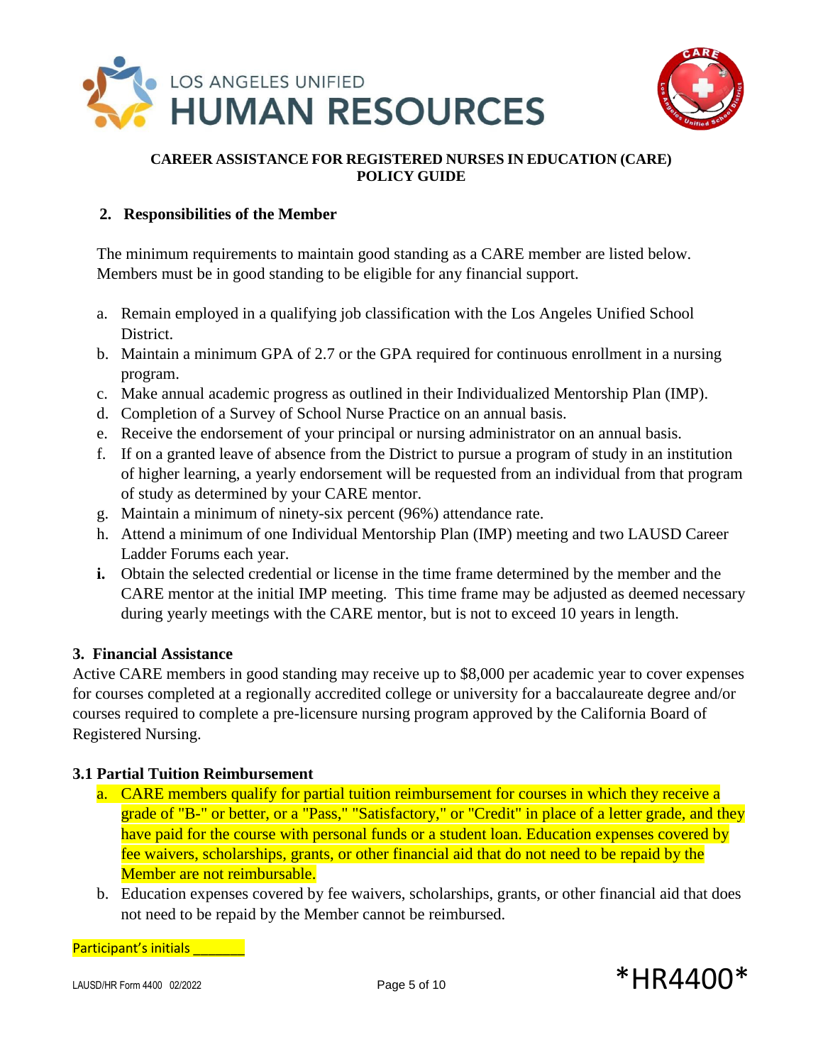**CAREER ASSISTANCE FOR REGISTERED NURSES IN EDUCATION (CARE)**
**POLICY GUIDE**

## 2. Responsibilities of the Member

The minimum requirements to maintain good standing as a CARE member are listed below. Members must be in good standing to be eligible for any financial support.

a. Remain employed in a qualifying job classification with the Los Angeles Unified School District.
b. Maintain a minimum GPA of 2.7 or the GPA required for continuous enrollment in a nursing program.
c. Make annual academic progress as outlined in their Individualized Mentorship Plan (IMP).
d. Completion of a Survey of School Nurse Practice on an annual basis.
e. Receive the endorsement of your principal or nursing administrator on an annual basis.
f. If on a granted leave of absence from the District to pursue a program of study in an institution of higher learning, a yearly endorsement will be requested from an individual from that program of study as determined by your CARE mentor.
g. Maintain a minimum of ninety-six percent (96%) attendance rate.
h. Attend a minimum of one Individual Mentorship Plan (IMP) meeting and two LAUSD Career Ladder Forums each year.
**i.** Obtain the selected credential or license in the time frame determined by the member and the CARE mentor at the initial IMP meeting. This time frame may be adjusted as deemed necessary during yearly meetings with the CARE mentor, but is not to exceed 10 years in length.

## 3. Financial Assistance

Active CARE members in good standing may receive up to $8,000 per academic year to cover expenses for courses completed at a regionally accredited college or university for a baccalaureate degree and/or courses required to complete a pre-licensure nursing program approved by the California Board of Registered Nursing.

### 3.1 Partial Tuition Reimbursement

a. CARE members qualify for partial tuition reimbursement for courses in which they receive a grade of "B-" or better, or a "Pass," "Satisfactory," or "Credit" in place of a letter grade, and they have paid for the course with personal funds or a student loan. Education expenses covered by fee waivers, scholarships, grants, or other financial aid that do not need to be repaid by the Member are not reimbursable.
b. Education expenses covered by fee waivers, scholarships, grants, or other financial aid that does not need to be repaid by the Member cannot be reimbursed.

Participant's initials _______

LAUSD/HR Form 4400 02/2022

*HR4400*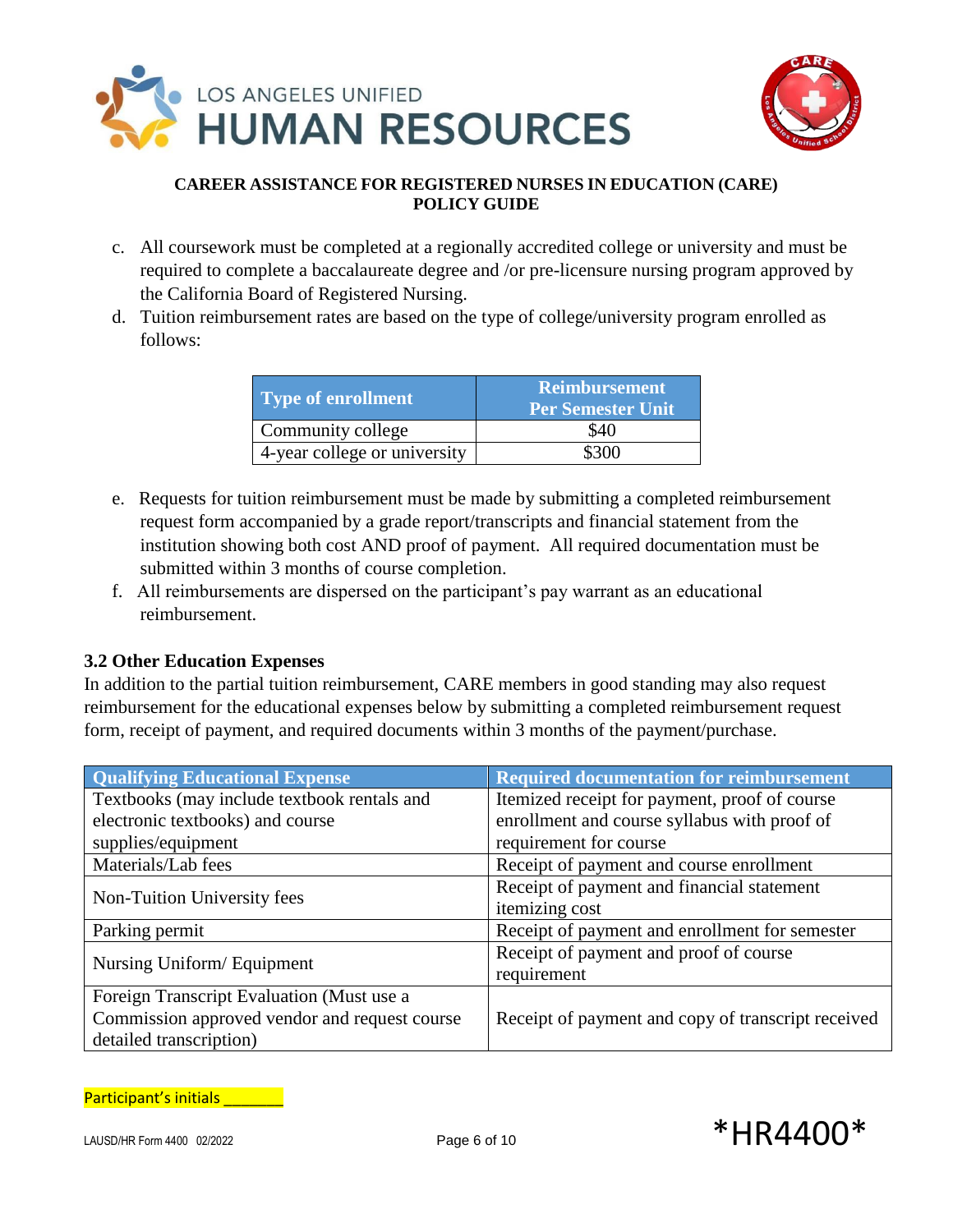c. All coursework must be completed at a regionally accredited college or university and must be required to complete a baccalaureate degree and /or pre-licensure nursing program approved by the California Board of Registered Nursing.

d. Tuition reimbursement rates are based on the type of college/university program enrolled as follows:

| Type of enrollment | Reimbursement Per Semester Unit |
|---|---|
| Community college | $40 |
| 4-year college or university | $300 |

e. Requests for tuition reimbursement must be made by submitting a completed reimbursement request form accompanied by a grade report/transcripts and financial statement from the institution showing both cost AND proof of payment. All required documentation must be submitted within 3 months of course completion.

f. All reimbursements are dispersed on the participant's pay warrant as an educational reimbursement.

### 3.2 Other Education Expenses

In addition to the partial tuition reimbursement, CARE members in good standing may also request reimbursement for the educational expenses below by submitting a completed reimbursement request form, receipt of payment, and required documents within 3 months of the payment/purchase.

| Qualifying Educational Expense | Required documentation for reimbursement |
|---|---|
| Textbooks (may include textbook rentals and electronic textbooks) and course supplies/equipment | Itemized receipt for payment, proof of course enrollment and course syllabus with proof of requirement for course |
| Materials/Lab fees | Receipt of payment and course enrollment |
| Non-Tuition University fees | Receipt of payment and financial statement itemizing cost |
| Parking permit | Receipt of payment and enrollment for semester |
| Nursing Uniform/ Equipment | Receipt of payment and proof of course requirement |
| Foreign Transcript Evaluation (Must use a Commission approved vendor and request course detailed transcription) | Receipt of payment and copy of transcript received |

Participant's initials _______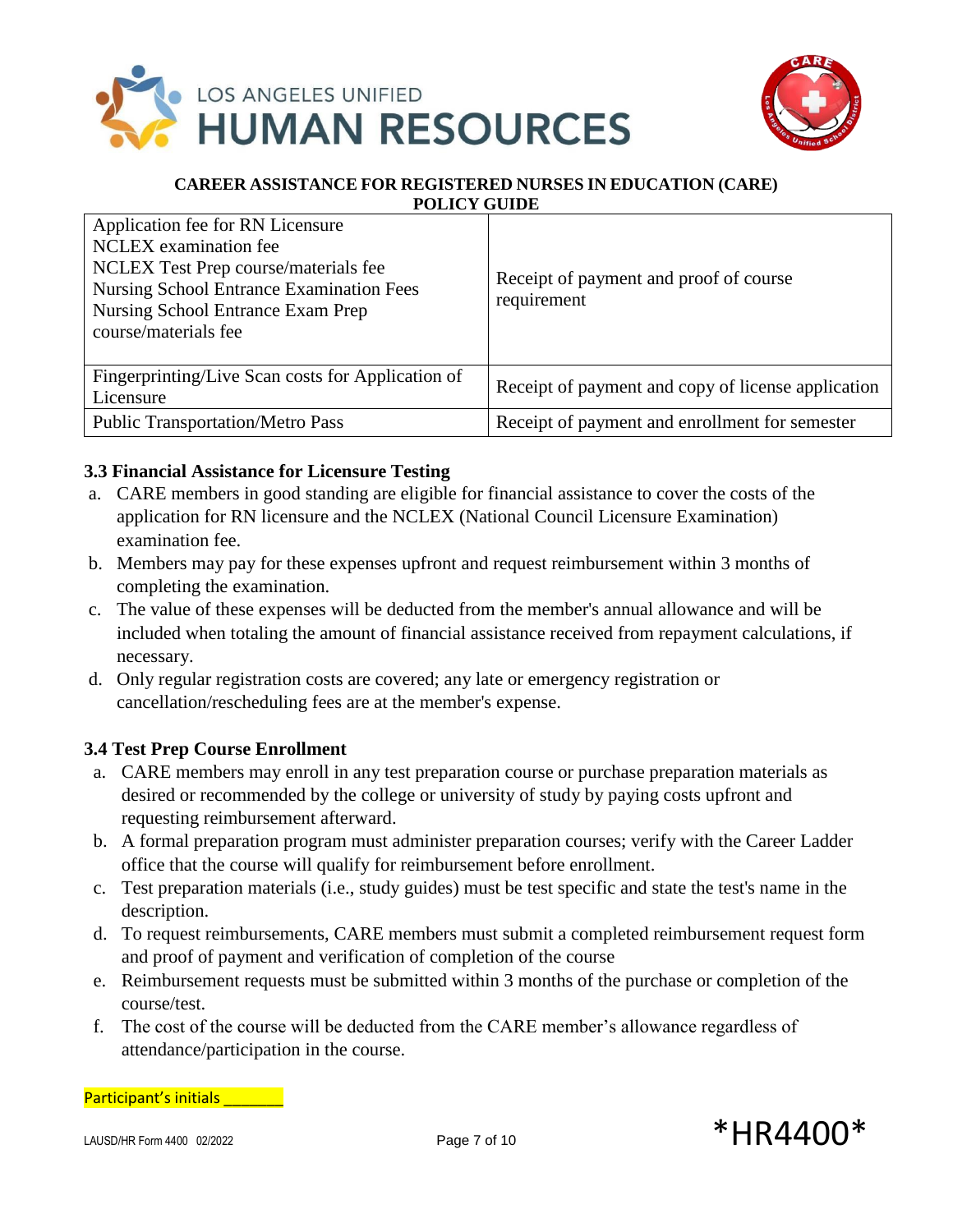**CAREER ASSISTANCE FOR REGISTERED NURSES IN EDUCATION (CARE) POLICY GUIDE**

| | |
|---|---|
| Application fee for RN Licensure<br>NCLEX examination fee<br>NCLEX Test Prep course/materials fee<br>Nursing School Entrance Examination Fees<br>Nursing School Entrance Exam Prep course/materials fee | Receipt of payment and proof of course requirement |
| Fingerprinting/Live Scan costs for Application of Licensure | Receipt of payment and copy of license application |
| Public Transportation/Metro Pass | Receipt of payment and enrollment for semester |

### 3.3 Financial Assistance for Licensure Testing

a. CARE members in good standing are eligible for financial assistance to cover the costs of the application for RN licensure and the NCLEX (National Council Licensure Examination) examination fee.

b. Members may pay for these expenses upfront and request reimbursement within 3 months of completing the examination.

c. The value of these expenses will be deducted from the member's annual allowance and will be included when totaling the amount of financial assistance received from repayment calculations, if necessary.

d. Only regular registration costs are covered; any late or emergency registration or cancellation/rescheduling fees are at the member's expense.

### 3.4 Test Prep Course Enrollment

a. CARE members may enroll in any test preparation course or purchase preparation materials as desired or recommended by the college or university of study by paying costs upfront and requesting reimbursement afterward.

b. A formal preparation program must administer preparation courses; verify with the Career Ladder office that the course will qualify for reimbursement before enrollment.

c. Test preparation materials (i.e., study guides) must be test specific and state the test's name in the description.

d. To request reimbursements, CARE members must submit a completed reimbursement request form and proof of payment and verification of completion of the course

e. Reimbursement requests must be submitted within 3 months of the purchase or completion of the course/test.

f. The cost of the course will be deducted from the CARE member's allowance regardless of attendance/participation in the course.

Participant's initials _______

LAUSD/HR Form 4400 02/2022

\*HR4400\*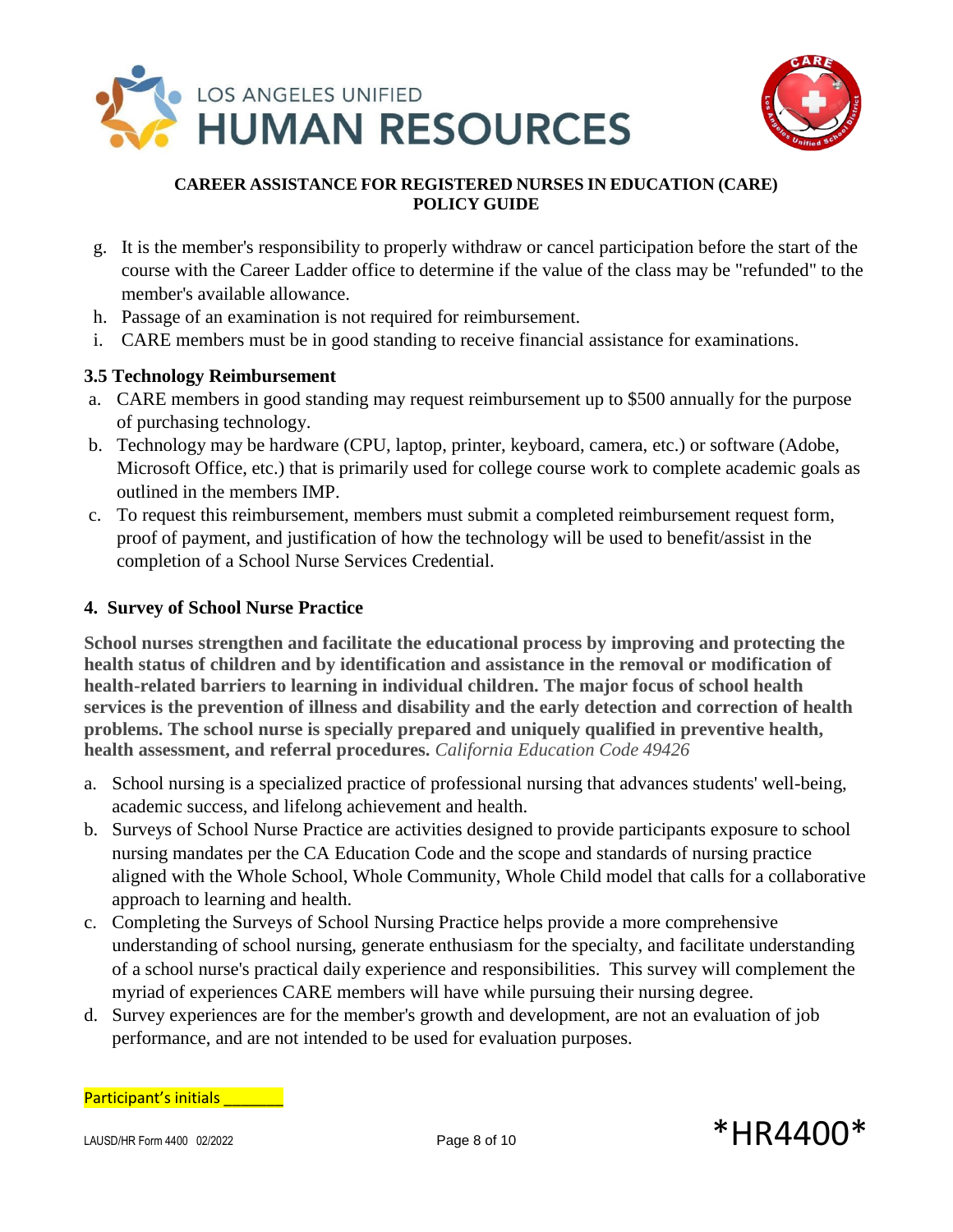**CAREER ASSISTANCE FOR REGISTERED NURSES IN EDUCATION (CARE) POLICY GUIDE**

g. It is the member's responsibility to properly withdraw or cancel participation before the start of the course with the Career Ladder office to determine if the value of the class may be "refunded" to the member's available allowance.
h. Passage of an examination is not required for reimbursement.
i. CARE members must be in good standing to receive financial assistance for examinations.

### 3.5 Technology Reimbursement

a. CARE members in good standing may request reimbursement up to $500 annually for the purpose of purchasing technology.
b. Technology may be hardware (CPU, laptop, printer, keyboard, camera, etc.) or software (Adobe, Microsoft Office, etc.) that is primarily used for college course work to complete academic goals as outlined in the members IMP.
c. To request this reimbursement, members must submit a completed reimbursement request form, proof of payment, and justification of how the technology will be used to benefit/assist in the completion of a School Nurse Services Credential.

## 4. Survey of School Nurse Practice

**School nurses strengthen and facilitate the educational process by improving and protecting the health status of children and by identification and assistance in the removal or modification of health-related barriers to learning in individual children. The major focus of school health services is the prevention of illness and disability and the early detection and correction of health problems. The school nurse is specially prepared and uniquely qualified in preventive health, health assessment, and referral procedures.** *California Education Code 49426*

a. School nursing is a specialized practice of professional nursing that advances students' well-being, academic success, and lifelong achievement and health.
b. Surveys of School Nurse Practice are activities designed to provide participants exposure to school nursing mandates per the CA Education Code and the scope and standards of nursing practice aligned with the Whole School, Whole Community, Whole Child model that calls for a collaborative approach to learning and health.
c. Completing the Surveys of School Nursing Practice helps provide a more comprehensive understanding of school nursing, generate enthusiasm for the specialty, and facilitate understanding of a school nurse's practical daily experience and responsibilities. This survey will complement the myriad of experiences CARE members will have while pursuing their nursing degree.
d. Survey experiences are for the member's growth and development, are not an evaluation of job performance, and are not intended to be used for evaluation purposes.

Participant's initials _______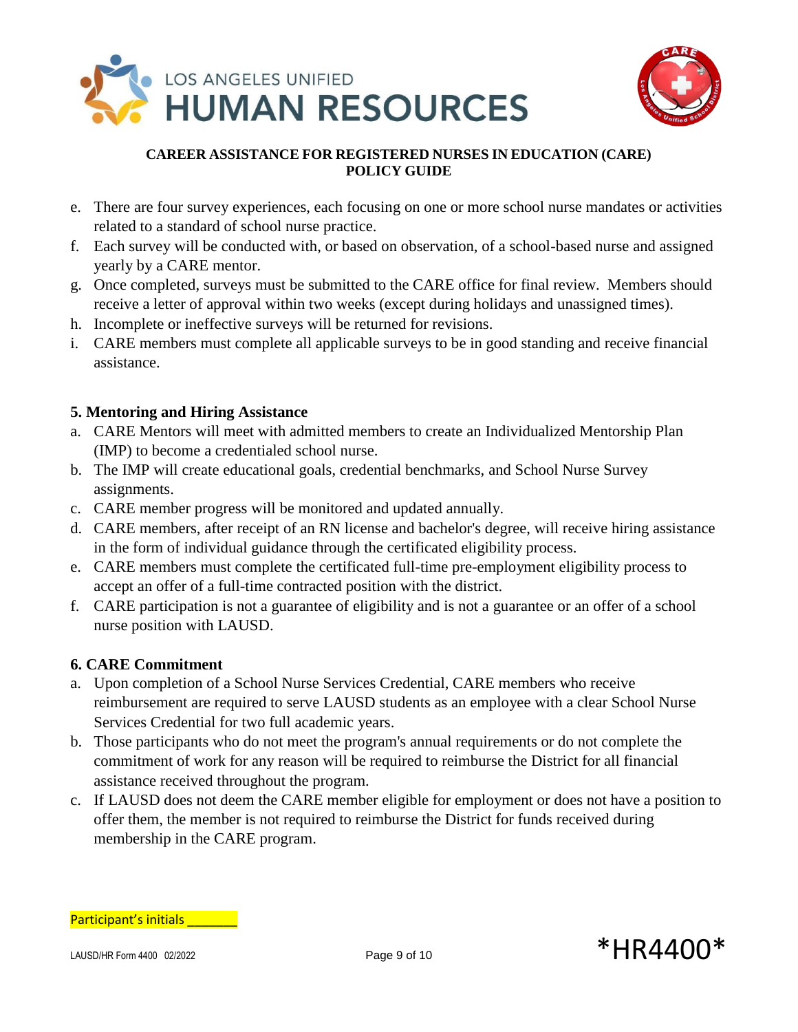e. There are four survey experiences, each focusing on one or more school nurse mandates or activities related to a standard of school nurse practice.
f. Each survey will be conducted with, or based on observation, of a school-based nurse and assigned yearly by a CARE mentor.
g. Once completed, surveys must be submitted to the CARE office for final review. Members should receive a letter of approval within two weeks (except during holidays and unassigned times).
h. Incomplete or ineffective surveys will be returned for revisions.
i. CARE members must complete all applicable surveys to be in good standing and receive financial assistance.

### 5. Mentoring and Hiring Assistance

a. CARE Mentors will meet with admitted members to create an Individualized Mentorship Plan (IMP) to become a credentialed school nurse.
b. The IMP will create educational goals, credential benchmarks, and School Nurse Survey assignments.
c. CARE member progress will be monitored and updated annually.
d. CARE members, after receipt of an RN license and bachelor's degree, will receive hiring assistance in the form of individual guidance through the certificated eligibility process.
e. CARE members must complete the certificated full-time pre-employment eligibility process to accept an offer of a full-time contracted position with the district.
f. CARE participation is not a guarantee of eligibility and is not a guarantee or an offer of a school nurse position with LAUSD.

### 6. CARE Commitment

a. Upon completion of a School Nurse Services Credential, CARE members who receive reimbursement are required to serve LAUSD students as an employee with a clear School Nurse Services Credential for two full academic years.
b. Those participants who do not meet the program's annual requirements or do not complete the commitment of work for any reason will be required to reimburse the District for all financial assistance received throughout the program.
c. If LAUSD does not deem the CARE member eligible for employment or does not have a position to offer them, the member is not required to reimburse the District for funds received during membership in the CARE program.

Participant's initials _______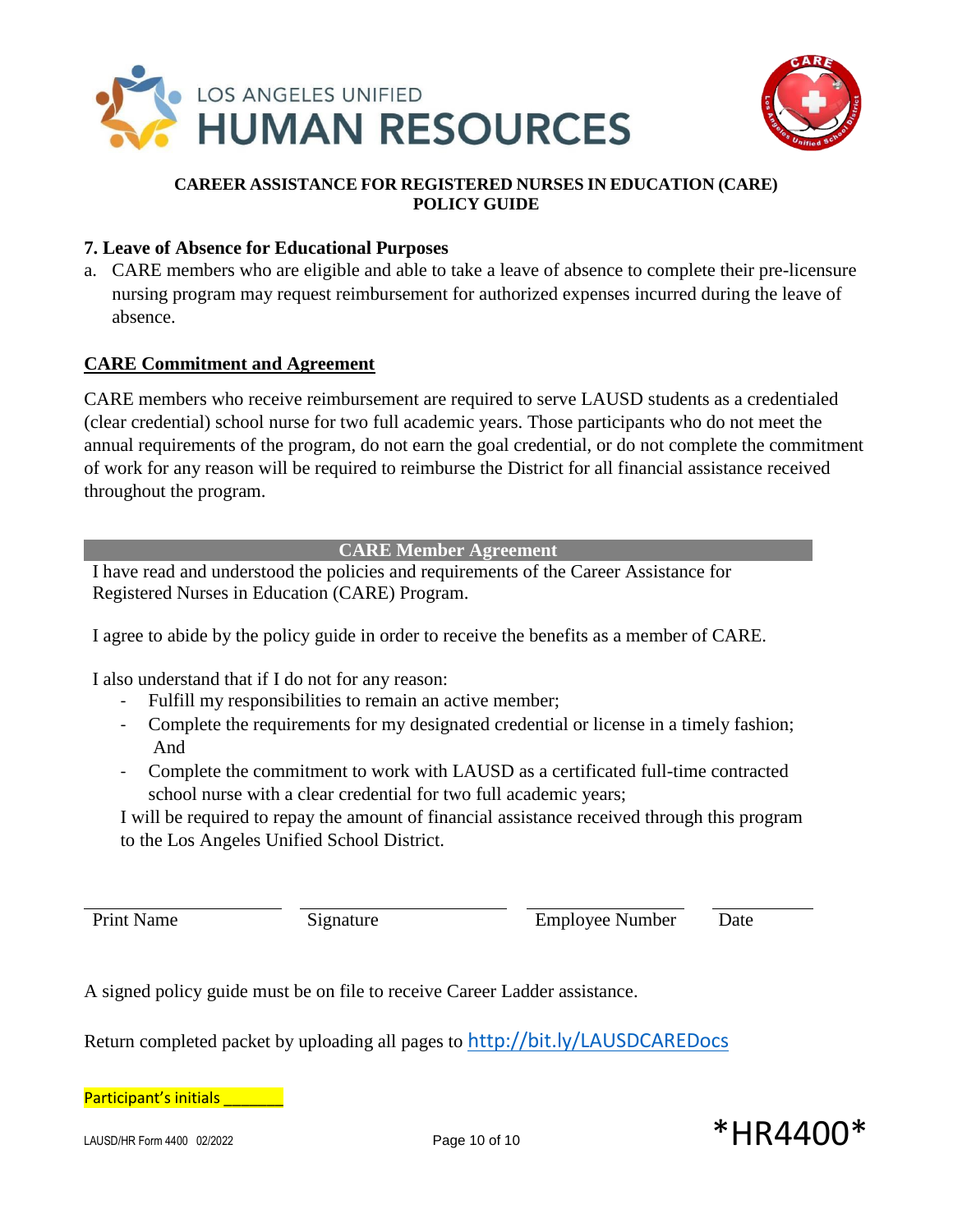LOS ANGELES UNIFIED
HUMAN RESOURCES

**CAREER ASSISTANCE FOR REGISTERED NURSES IN EDUCATION (CARE)**
**POLICY GUIDE**

### 7. Leave of Absence for Educational Purposes

a. CARE members who are eligible and able to take a leave of absence to complete their pre-licensure nursing program may request reimbursement for authorized expenses incurred during the leave of absence.

## CARE Commitment and Agreement

CARE members who receive reimbursement are required to serve LAUSD students as a credentialed (clear credential) school nurse for two full academic years. Those participants who do not meet the annual requirements of the program, do not earn the goal credential, or do not complete the commitment of work for any reason will be required to reimburse the District for all financial assistance received throughout the program.

**CARE Member Agreement**

I have read and understood the policies and requirements of the Career Assistance for Registered Nurses in Education (CARE) Program.

I agree to abide by the policy guide in order to receive the benefits as a member of CARE.

I also understand that if I do not for any reason:

- Fulfill my responsibilities to remain an active member;
- Complete the requirements for my designated credential or license in a timely fashion; And
- Complete the commitment to work with LAUSD as a certificated full-time contracted school nurse with a clear credential for two full academic years;

I will be required to repay the amount of financial assistance received through this program to the Los Angeles Unified School District.

| | | | |
|---|---|---|---|
| Print Name | Signature | Employee Number | Date |

A signed policy guide must be on file to receive Career Ladder assistance.

Return completed packet by uploading all pages to http://bit.ly/LAUSDCAREDocs

Participant's initials _______

LAUSD/HR Form 4400 02/2022

*HR4400*